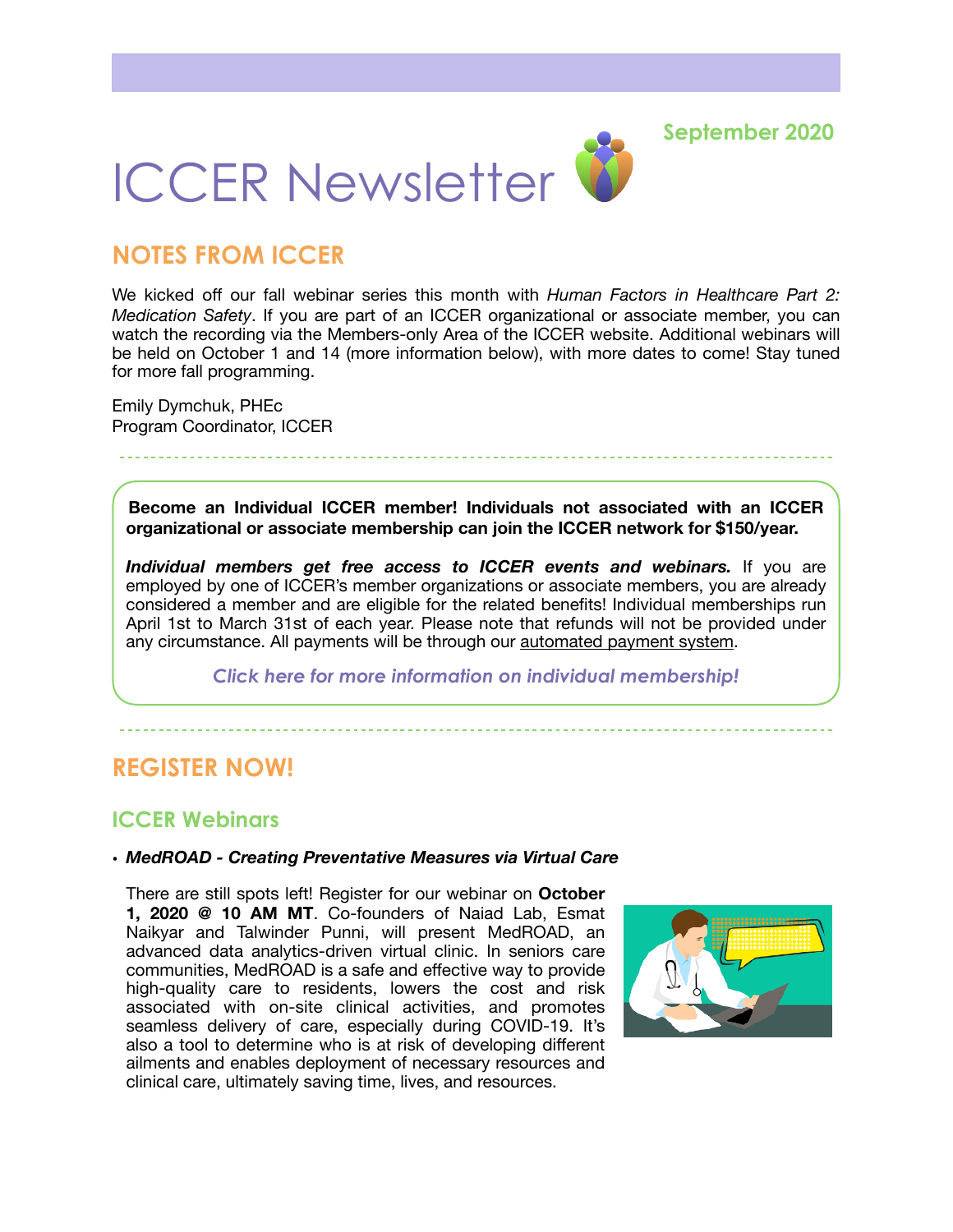September 2020

# ICCER Newsletter

## NOTES FROM ICCER

We kicked off our fall webinar series this month with *Human Factors in Healthcare Part 2: Medication Safety*. If you are part of an ICCER organizational or associate member, you can watch the recording via the Members-only Area of the ICCER website. Additional webinars will be held on October 1 and 14 (more information below), with more dates to come! Stay tuned for more fall programming.

Emily Dymchuk, PHEc
Program Coordinator, ICCER

---

**Become an Individual ICCER member! Individuals not associated with an ICCER organizational or associate membership can join the ICCER network for $150/year.**

***Individual members get free access to ICCER events and webinars.*** If you are employed by one of ICCER's member organizations or associate members, you are already considered a member and are eligible for the related benefits! Individual memberships run April 1st to March 31st of each year. Please note that refunds will not be provided under any circumstance. All payments will be through our automated payment system.

*Click here for more information on individual membership!*

---

## REGISTER NOW!

### ICCER Webinars

- ***MedROAD - Creating Preventative Measures via Virtual Care***

  There are still spots left! Register for our webinar on **October 1, 2020 @ 10 AM MT**. Co-founders of Naiad Lab, Esmat Naikyar and Talwinder Punni, will present MedROAD, an advanced data analytics-driven virtual clinic. In seniors care communities, MedROAD is a safe and effective way to provide high-quality care to residents, lowers the cost and risk associated with on-site clinical activities, and promotes seamless delivery of care, especially during COVID-19. It's also a tool to determine who is at risk of developing different ailments and enables deployment of necessary resources and clinical care, ultimately saving time, lives, and resources.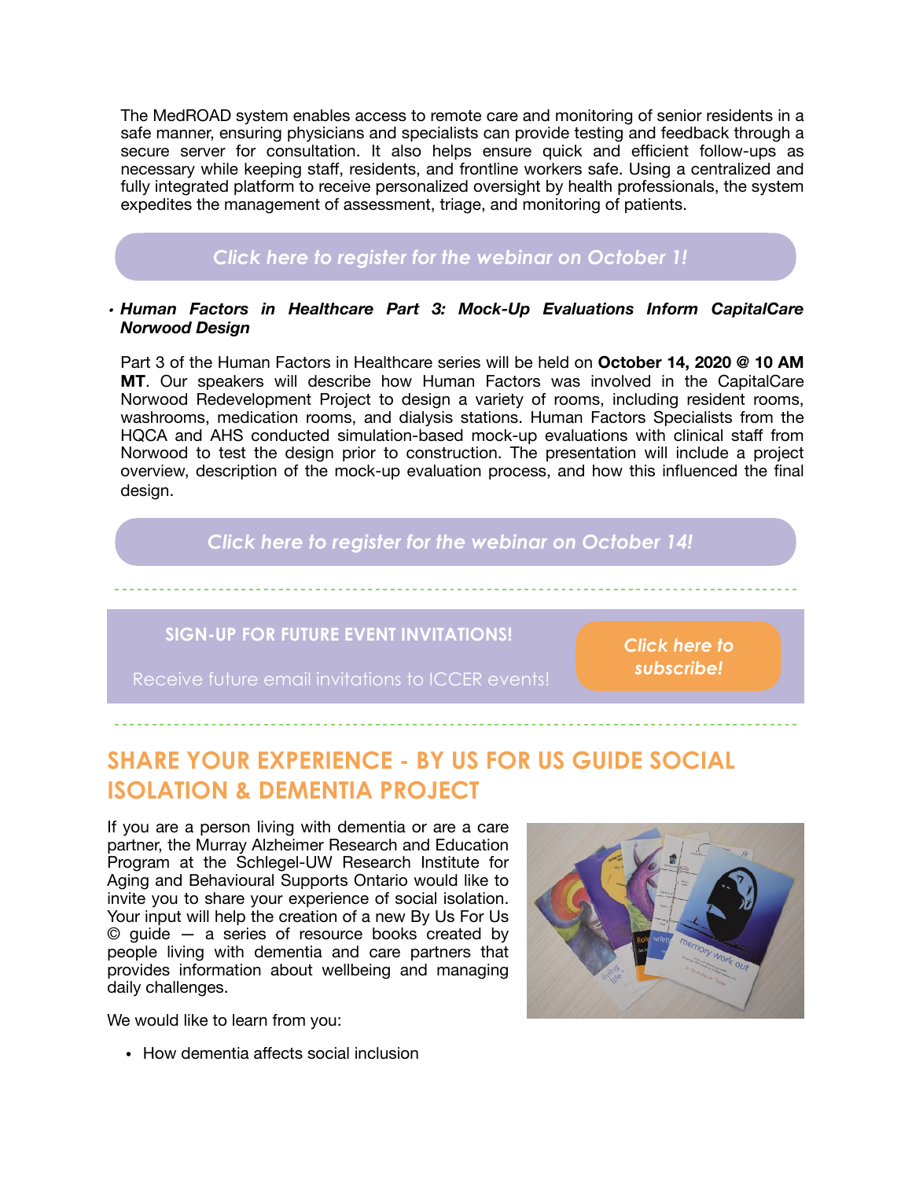The MedROAD system enables access to remote care and monitoring of senior residents in a safe manner, ensuring physicians and specialists can provide testing and feedback through a secure server for consultation. It also helps ensure quick and efficient follow-ups as necessary while keeping staff, residents, and frontline workers safe. Using a centralized and fully integrated platform to receive personalized oversight by health professionals, the system expedites the management of assessment, triage, and monitoring of patients.

*Click here to register for the webinar on October 1!*

- ***Human Factors in Healthcare Part 3: Mock-Up Evaluations Inform CapitalCare Norwood Design***

Part 3 of the Human Factors in Healthcare series will be held on **October 14, 2020 @ 10 AM MT**. Our speakers will describe how Human Factors was involved in the CapitalCare Norwood Redevelopment Project to design a variety of rooms, including resident rooms, washrooms, medication rooms, and dialysis stations. Human Factors Specialists from the HQCA and AHS conducted simulation-based mock-up evaluations with clinical staff from Norwood to test the design prior to construction. The presentation will include a project overview, description of the mock-up evaluation process, and how this influenced the final design.

*Click here to register for the webinar on October 14!*

**SIGN-UP FOR FUTURE EVENT INVITATIONS!**

Receive future email invitations to ICCER events!

*Click here to subscribe!*

## SHARE YOUR EXPERIENCE - BY US FOR US GUIDE SOCIAL ISOLATION & DEMENTIA PROJECT

If you are a person living with dementia or are a care partner, the Murray Alzheimer Research and Education Program at the Schlegel-UW Research Institute for Aging and Behavioural Supports Ontario would like to invite you to share your experience of social isolation. Your input will help the creation of a new By Us For Us © guide — a series of resource books created by people living with dementia and care partners that provides information about wellbeing and managing daily challenges.

We would like to learn from you:

- How dementia affects social inclusion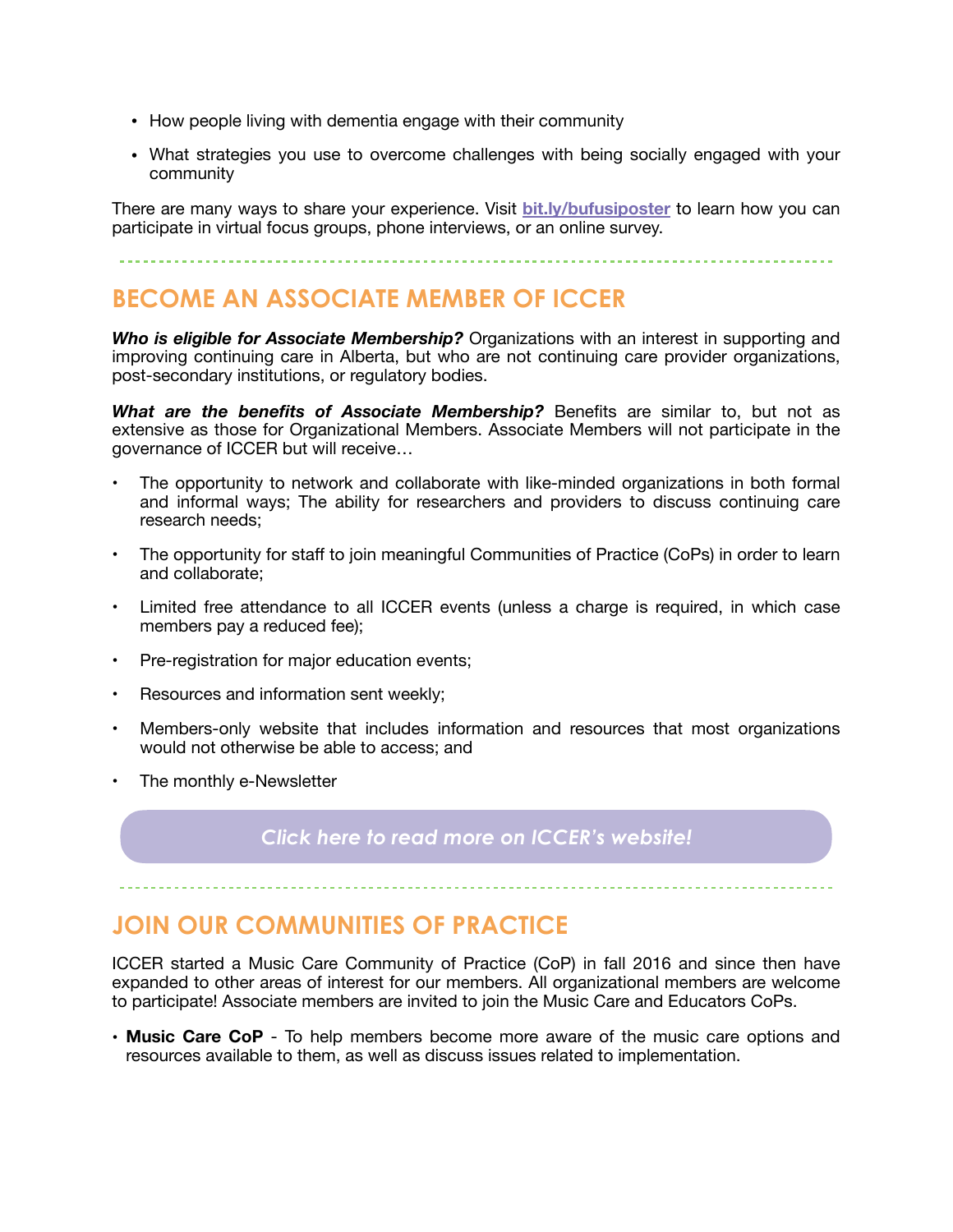- How people living with dementia engage with their community
- What strategies you use to overcome challenges with being socially engaged with your community

There are many ways to share your experience. Visit **bit.ly/bufusiposter** to learn how you can participate in virtual focus groups, phone interviews, or an online survey.

---

## BECOME AN ASSOCIATE MEMBER OF ICCER

***Who is eligible for Associate Membership?*** Organizations with an interest in supporting and improving continuing care in Alberta, but who are not continuing care provider organizations, post-secondary institutions, or regulatory bodies.

***What are the benefits of Associate Membership?*** Benefits are similar to, but not as extensive as those for Organizational Members. Associate Members will not participate in the governance of ICCER but will receive…

- The opportunity to network and collaborate with like-minded organizations in both formal and informal ways; The ability for researchers and providers to discuss continuing care research needs;
- The opportunity for staff to join meaningful Communities of Practice (CoPs) in order to learn and collaborate;
- Limited free attendance to all ICCER events (unless a charge is required, in which case members pay a reduced fee);
- Pre-registration for major education events;
- Resources and information sent weekly;
- Members-only website that includes information and resources that most organizations would not otherwise be able to access; and
- The monthly e-Newsletter

*Click here to read more on ICCER's website!*

---

## JOIN OUR COMMUNITIES OF PRACTICE

ICCER started a Music Care Community of Practice (CoP) in fall 2016 and since then have expanded to other areas of interest for our members. All organizational members are welcome to participate! Associate members are invited to join the Music Care and Educators CoPs.

- **Music Care CoP** - To help members become more aware of the music care options and resources available to them, as well as discuss issues related to implementation.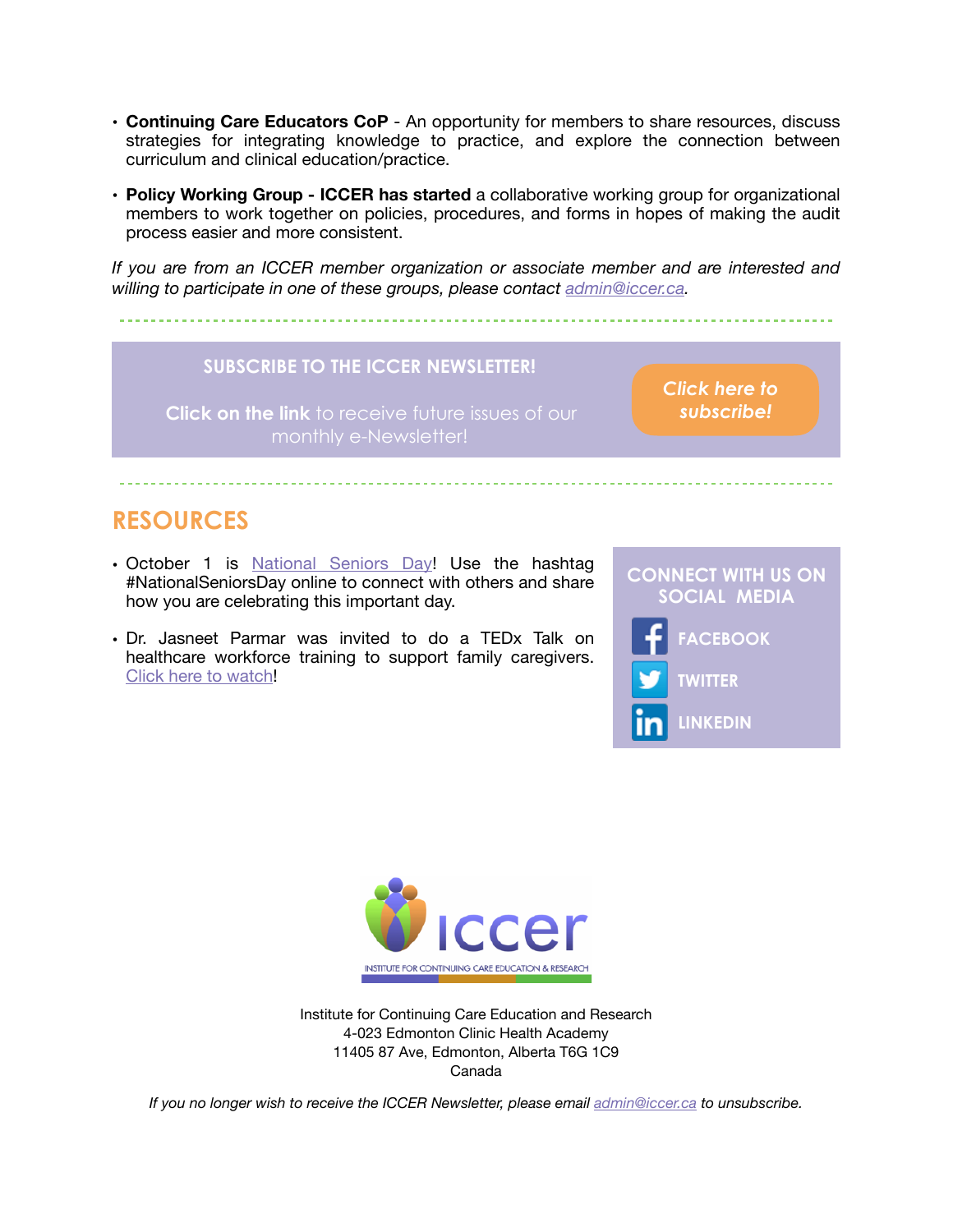- **Continuing Care Educators CoP** - An opportunity for members to share resources, discuss strategies for integrating knowledge to practice, and explore the connection between curriculum and clinical education/practice.

- **Policy Working Group - ICCER has started** a collaborative working group for organizational members to work together on policies, procedures, and forms in hopes of making the audit process easier and more consistent.

*If you are from an ICCER member organization or associate member and are interested and willing to participate in one of these groups, please contact admin@iccer.ca.*

---

**SUBSCRIBE TO THE ICCER NEWSLETTER!**

**Click on the link** to receive future issues of our monthly e-Newsletter!

***Click here to subscribe!***

---

## RESOURCES

- October 1 is National Seniors Day! Use the hashtag #NationalSeniorsDay online to connect with others and share how you are celebrating this important day.

- Dr. Jasneet Parmar was invited to do a TEDx Talk on healthcare workforce training to support family caregivers. Click here to watch!

**CONNECT WITH US ON SOCIAL MEDIA**

- FACEBOOK
- TWITTER
- LINKEDIN

iccer

INSTITUTE FOR CONTINUING CARE EDUCATION & RESEARCH

Institute for Continuing Care Education and Research
4-023 Edmonton Clinic Health Academy
11405 87 Ave, Edmonton, Alberta T6G 1C9
Canada

*If you no longer wish to receive the ICCER Newsletter, please email admin@iccer.ca to unsubscribe.*